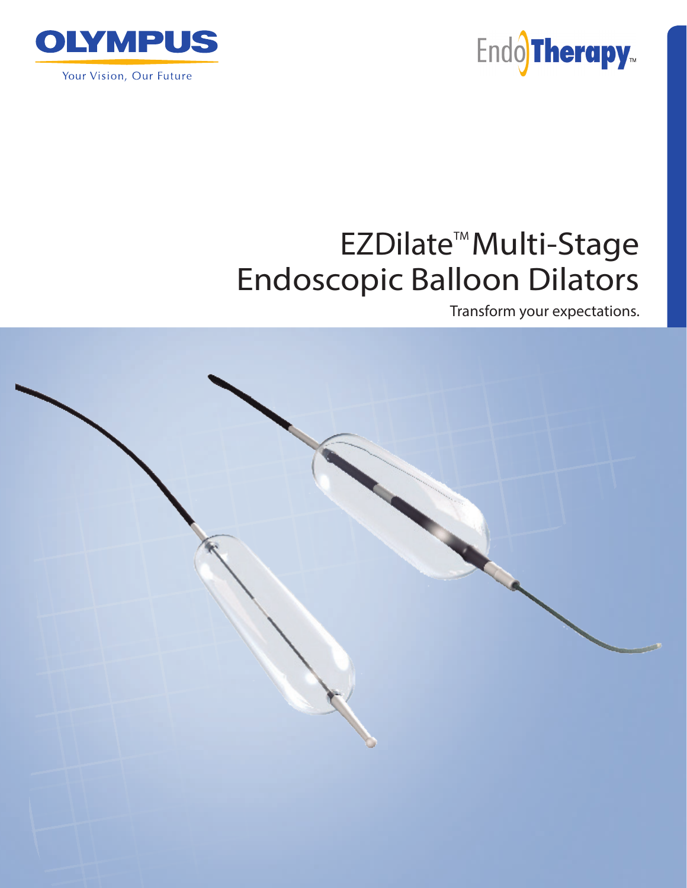OLYMPUS

Your Vision, Our Future

EndoTherapy™

# EZDilate™ Multi-Stage Endoscopic Balloon Dilators

Transform your expectations.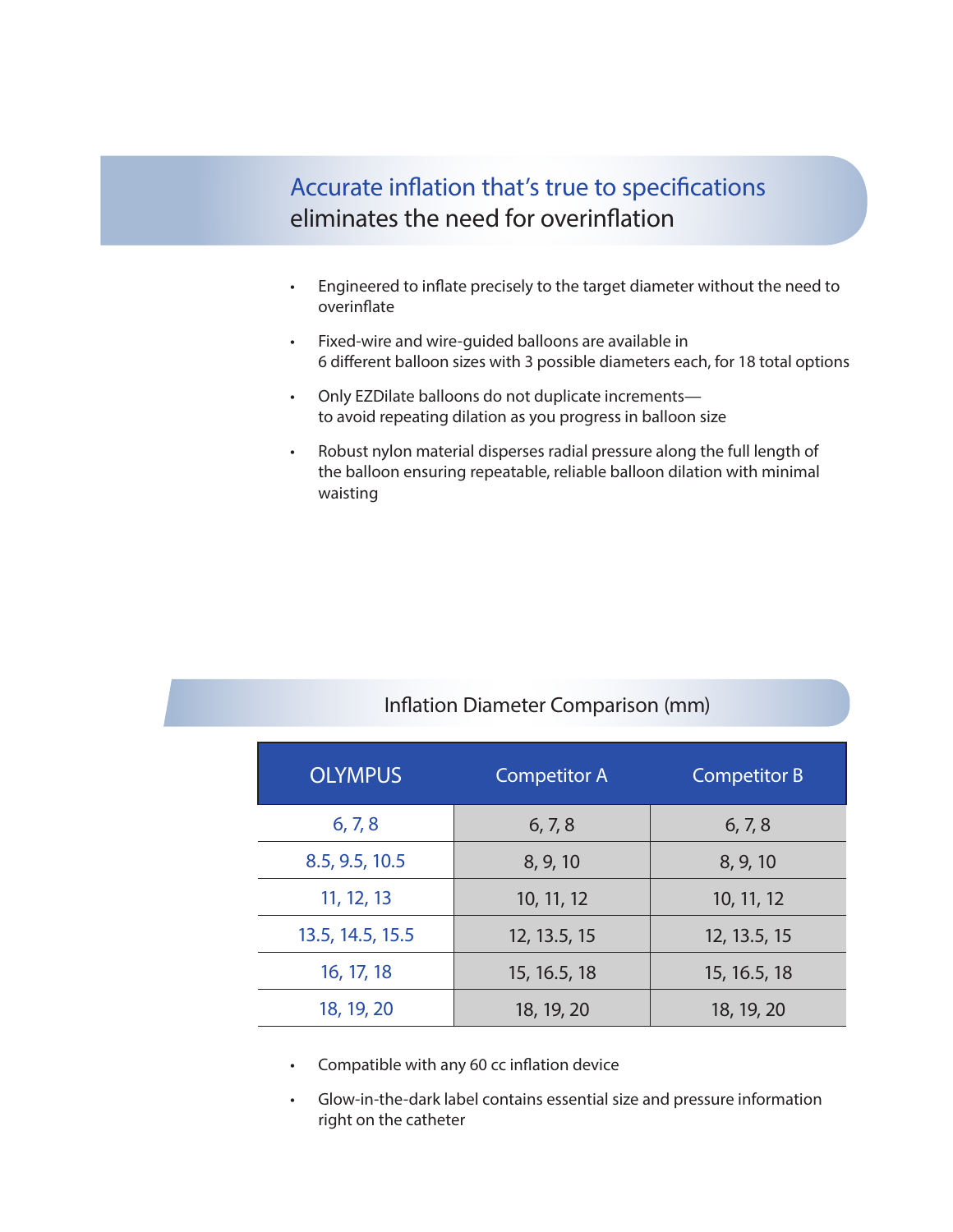## Accurate inflation that's true to specifications eliminates the need for overinflation

- Engineered to inflate precisely to the target diameter without the need to overinflate
- Fixed-wire and wire-guided balloons are available in 6 different balloon sizes with 3 possible diameters each, for 18 total options
- Only EZDilate balloons do not duplicate increments— to avoid repeating dilation as you progress in balloon size
- Robust nylon material disperses radial pressure along the full length of the balloon ensuring repeatable, reliable balloon dilation with minimal waisting

### Inflation Diameter Comparison (mm)

| OLYMPUS | Competitor A | Competitor B |
|---|---|---|
| 6, 7, 8 | 6, 7, 8 | 6, 7, 8 |
| 8.5, 9.5, 10.5 | 8, 9, 10 | 8, 9, 10 |
| 11, 12, 13 | 10, 11, 12 | 10, 11, 12 |
| 13.5, 14.5, 15.5 | 12, 13.5, 15 | 12, 13.5, 15 |
| 16, 17, 18 | 15, 16.5, 18 | 15, 16.5, 18 |
| 18, 19, 20 | 18, 19, 20 | 18, 19, 20 |

- Compatible with any 60 cc inflation device
- Glow-in-the-dark label contains essential size and pressure information right on the catheter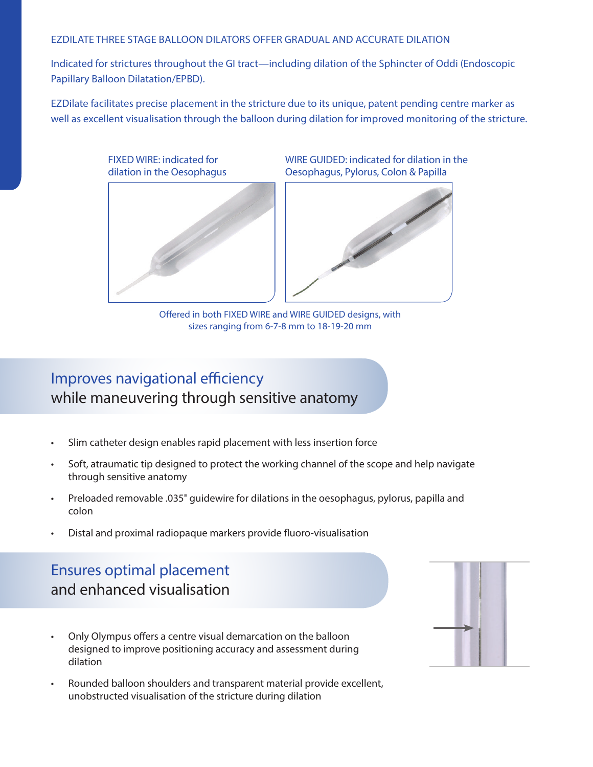EZDILATE THREE STAGE BALLOON DILATORS OFFER GRADUAL AND ACCURATE DILATION

Indicated for strictures throughout the GI tract—including dilation of the Sphincter of Oddi (Endoscopic Papillary Balloon Dilatation/EPBD).

EZDilate facilitates precise placement in the stricture due to its unique, patent pending centre marker as well as excellent visualisation through the balloon during dilation for improved monitoring of the stricture.

FIXED WIRE: indicated for dilation in the Oesophagus

WIRE GUIDED: indicated for dilation in the Oesophagus, Pylorus, Colon & Papilla

Offered in both FIXED WIRE and WIRE GUIDED designs, with sizes ranging from 6-7-8 mm to 18-19-20 mm

## Improves navigational efficiency while maneuvering through sensitive anatomy

- Slim catheter design enables rapid placement with less insertion force
- Soft, atraumatic tip designed to protect the working channel of the scope and help navigate through sensitive anatomy
- Preloaded removable .035" guidewire for dilations in the oesophagus, pylorus, papilla and colon
- Distal and proximal radiopaque markers provide fluoro-visualisation

## Ensures optimal placement and enhanced visualisation

- Only Olympus offers a centre visual demarcation on the balloon designed to improve positioning accuracy and assessment during dilation
- Rounded balloon shoulders and transparent material provide excellent, unobstructed visualisation of the stricture during dilation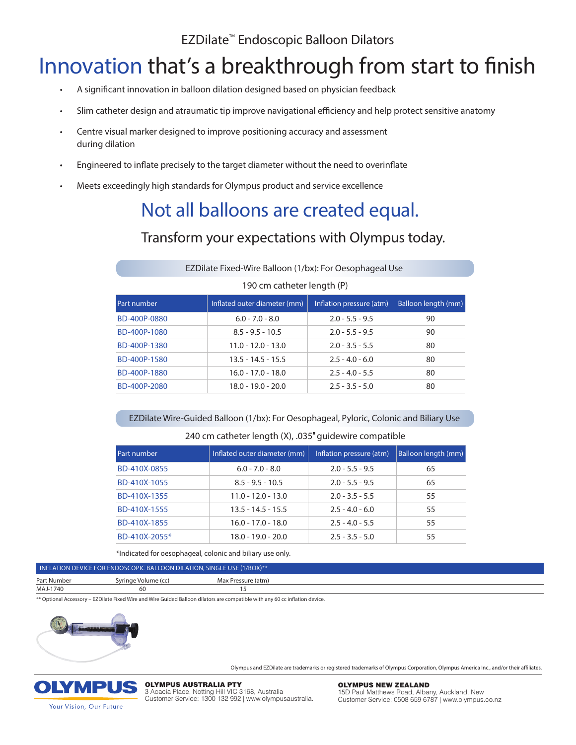EZDilate™ Endoscopic Balloon Dilators

# Innovation that's a breakthrough from start to finish

- A significant innovation in balloon dilation designed based on physician feedback
- Slim catheter design and atraumatic tip improve navigational efficiency and help protect sensitive anatomy
- Centre visual marker designed to improve positioning accuracy and assessment during dilation
- Engineered to inflate precisely to the target diameter without the need to overinflate
- Meets exceedingly high standards for Olympus product and service excellence

## Not all balloons are created equal.

### Transform your expectations with Olympus today.

**EZDilate Fixed-Wire Balloon (1/bx): For Oesophageal Use**

190 cm catheter length (P)

| Part number | Inflated outer diameter (mm) | Inflation pressure (atm) | Balloon length (mm) |
|---|---|---|---|
| BD-400P-0880 | 6.0 - 7.0 - 8.0 | 2.0 - 5.5 - 9.5 | 90 |
| BD-400P-1080 | 8.5 - 9.5 - 10.5 | 2.0 - 5.5 - 9.5 | 90 |
| BD-400P-1380 | 11.0 - 12.0 - 13.0 | 2.0 - 3.5 - 5.5 | 80 |
| BD-400P-1580 | 13.5 - 14.5 - 15.5 | 2.5 - 4.0 - 6.0 | 80 |
| BD-400P-1880 | 16.0 - 17.0 - 18.0 | 2.5 - 4.0 - 5.5 | 80 |
| BD-400P-2080 | 18.0 - 19.0 - 20.0 | 2.5 - 3.5 - 5.0 | 80 |

**EZDilate Wire-Guided Balloon (1/bx): For Oesophageal, Pyloric, Colonic and Biliary Use**

240 cm catheter length (X), .035" guidewire compatible

| Part number | Inflated outer diameter (mm) | Inflation pressure (atm) | Balloon length (mm) |
|---|---|---|---|
| BD-410X-0855 | 6.0 - 7.0 - 8.0 | 2.0 - 5.5 - 9.5 | 65 |
| BD-410X-1055 | 8.5 - 9.5 - 10.5 | 2.0 - 5.5 - 9.5 | 65 |
| BD-410X-1355 | 11.0 - 12.0 - 13.0 | 2.0 - 3.5 - 5.5 | 55 |
| BD-410X-1555 | 13.5 - 14.5 - 15.5 | 2.5 - 4.0 - 6.0 | 55 |
| BD-410X-1855 | 16.0 - 17.0 - 18.0 | 2.5 - 4.0 - 5.5 | 55 |
| BD-410X-2055* | 18.0 - 19.0 - 20.0 | 2.5 - 3.5 - 5.0 | 55 |

*Indicated for oesophageal, colonic and biliary use only.

**INFLATION DEVICE FOR ENDOSCOPIC BALLOON DILATION, SINGLE USE (1/BOX)****

| Part Number | Syringe Volume (cc) | Max Pressure (atm) |
|---|---|---|
| MAJ-1740 | 60 | 15 |

** Optional Accessory – EZDilate Fixed Wire and Wire Guided Balloon dilators are compatible with any 60 cc inflation device.

Olympus and EZDilate are trademarks or registered trademarks of Olympus Corporation, Olympus America Inc., and/or their affiliates.

OLYMPUS
Your Vision, Our Future

**OLYMPUS AUSTRALIA PTY**
3 Acacia Place, Notting Hill VIC 3168, Australia
Customer Service: 1300 132 992 | www.olympusaustralia.

**OLYMPUS NEW ZEALAND**
15D Paul Matthews Road, Albany, Auckland, New
Customer Service: 0508 659 6787 | www.olympus.co.nz